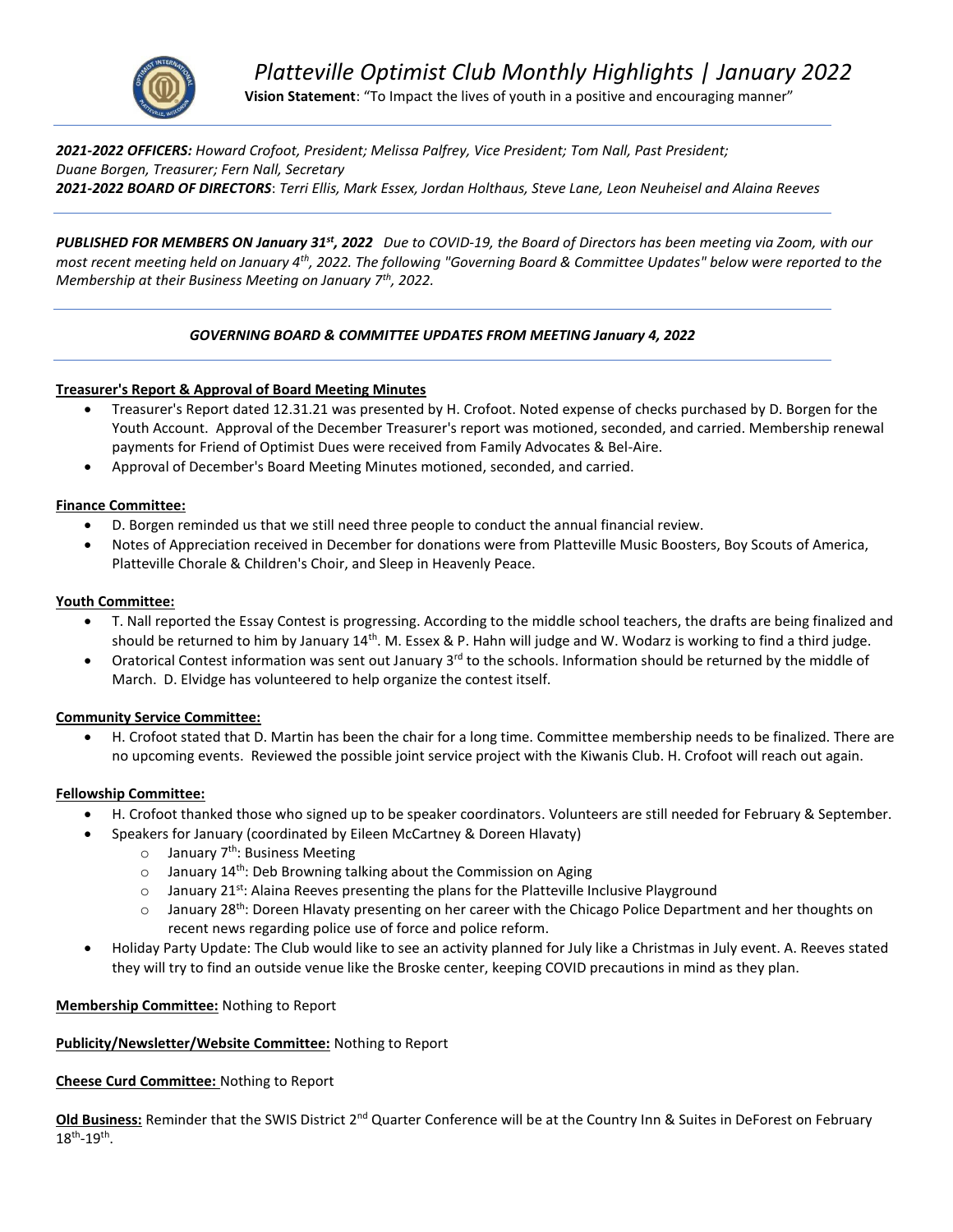# *Platteville Optimist Club Monthly Highlights | January 2022*

**Vision Statement**: "To Impact the lives of youth in a positive and encouraging manner"

***2021-2022 OFFICERS:*** *Howard Crofoot, President; Melissa Palfrey, Vice President; Tom Nall, Past President; Duane Borgen, Treasurer; Fern Nall, Secretary*
***2021-2022 BOARD OF DIRECTORS***: *Terri Ellis, Mark Essex, Jordan Holthaus, Steve Lane, Leon Neuheisel and Alaina Reeves*

***PUBLISHED FOR MEMBERS ON January 31st, 2022*** *Due to COVID-19, the Board of Directors has been meeting via Zoom, with our most recent meeting held on January 4th, 2022. The following "Governing Board & Committee Updates" below were reported to the Membership at their Business Meeting on January 7th, 2022.*

*GOVERNING BOARD & COMMITTEE UPDATES FROM MEETING January 4, 2022*

**Treasurer's Report & Approval of Board Meeting Minutes**

- Treasurer's Report dated 12.31.21 was presented by H. Crofoot. Noted expense of checks purchased by D. Borgen for the Youth Account. Approval of the December Treasurer's report was motioned, seconded, and carried. Membership renewal payments for Friend of Optimist Dues were received from Family Advocates & Bel-Aire.
- Approval of December's Board Meeting Minutes motioned, seconded, and carried.

**Finance Committee:**

- D. Borgen reminded us that we still need three people to conduct the annual financial review.
- Notes of Appreciation received in December for donations were from Platteville Music Boosters, Boy Scouts of America, Platteville Chorale & Children's Choir, and Sleep in Heavenly Peace.

**Youth Committee:**

- T. Nall reported the Essay Contest is progressing. According to the middle school teachers, the drafts are being finalized and should be returned to him by January 14th. M. Essex & P. Hahn will judge and W. Wodarz is working to find a third judge.
- Oratorical Contest information was sent out January 3rd to the schools. Information should be returned by the middle of March. D. Elvidge has volunteered to help organize the contest itself.

**Community Service Committee:**

- H. Crofoot stated that D. Martin has been the chair for a long time. Committee membership needs to be finalized. There are no upcoming events. Reviewed the possible joint service project with the Kiwanis Club. H. Crofoot will reach out again.

**Fellowship Committee:**

- H. Crofoot thanked those who signed up to be speaker coordinators. Volunteers are still needed for February & September.
- Speakers for January (coordinated by Eileen McCartney & Doreen Hlavaty)
  - January 7th: Business Meeting
  - January 14th: Deb Browning talking about the Commission on Aging
  - January 21st: Alaina Reeves presenting the plans for the Platteville Inclusive Playground
  - January 28th: Doreen Hlavaty presenting on her career with the Chicago Police Department and her thoughts on recent news regarding police use of force and police reform.
- Holiday Party Update: The Club would like to see an activity planned for July like a Christmas in July event. A. Reeves stated they will try to find an outside venue like the Broske center, keeping COVID precautions in mind as they plan.

**Membership Committee:** Nothing to Report

**Publicity/Newsletter/Website Committee:** Nothing to Report

**Cheese Curd Committee:** Nothing to Report

**Old Business:** Reminder that the SWIS District 2nd Quarter Conference will be at the Country Inn & Suites in DeForest on February 18th-19th.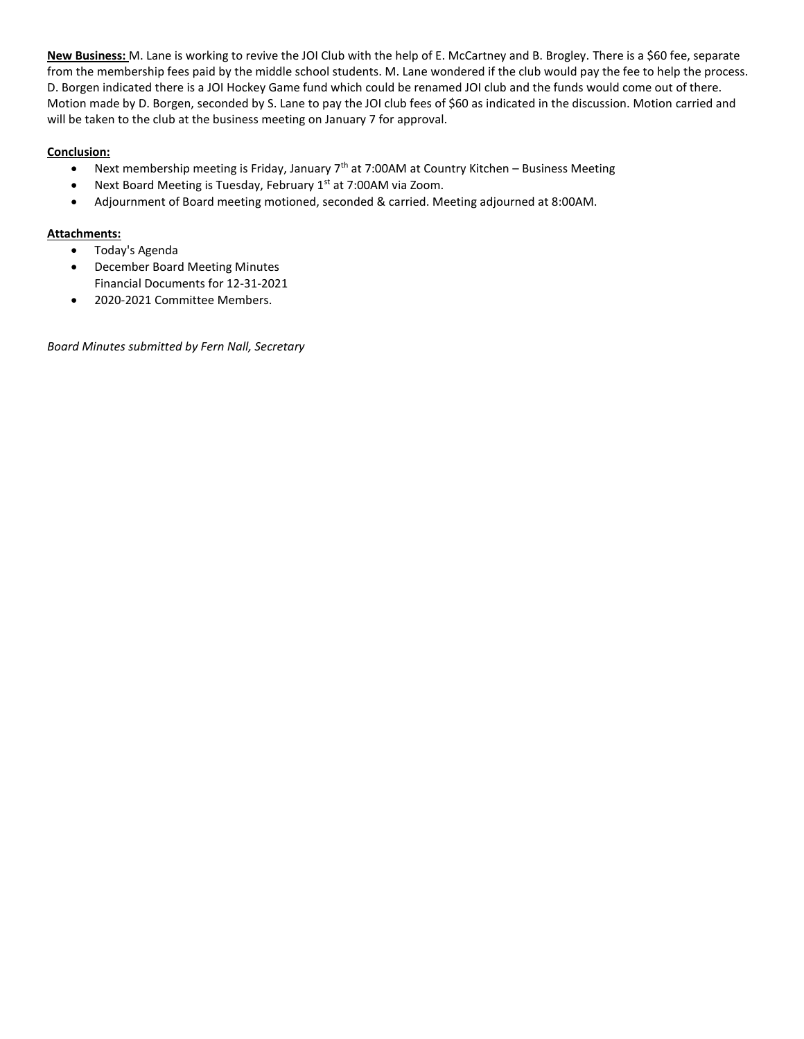**New Business:** M. Lane is working to revive the JOI Club with the help of E. McCartney and B. Brogley. There is a $60 fee, separate from the membership fees paid by the middle school students. M. Lane wondered if the club would pay the fee to help the process. D. Borgen indicated there is a JOI Hockey Game fund which could be renamed JOI club and the funds would come out of there. Motion made by D. Borgen, seconded by S. Lane to pay the JOI club fees of $60 as indicated in the discussion. Motion carried and will be taken to the club at the business meeting on January 7 for approval.

**Conclusion:**

- Next membership meeting is Friday, January 7th at 7:00AM at Country Kitchen – Business Meeting
- Next Board Meeting is Tuesday, February 1st at 7:00AM via Zoom.
- Adjournment of Board meeting motioned, seconded & carried. Meeting adjourned at 8:00AM.

**Attachments:**

- Today's Agenda
- December Board Meeting Minutes
  Financial Documents for 12-31-2021
- 2020-2021 Committee Members.

*Board Minutes submitted by Fern Nall, Secretary*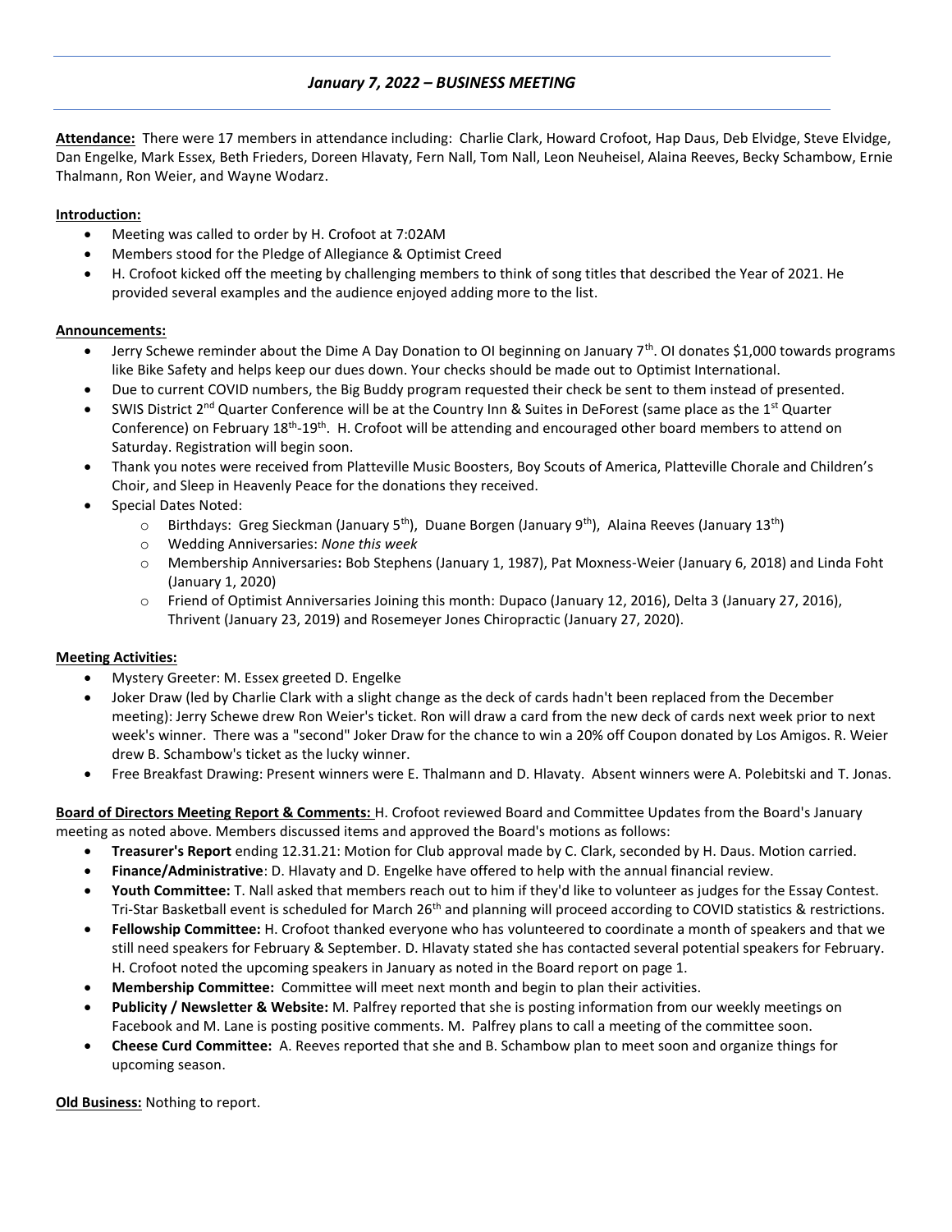## *January 7, 2022 – BUSINESS MEETING*

**Attendance:** There were 17 members in attendance including: Charlie Clark, Howard Crofoot, Hap Daus, Deb Elvidge, Steve Elvidge, Dan Engelke, Mark Essex, Beth Frieders, Doreen Hlavaty, Fern Nall, Tom Nall, Leon Neuheisel, Alaina Reeves, Becky Schambow, Ernie Thalmann, Ron Weier, and Wayne Wodarz.

**Introduction:**

- Meeting was called to order by H. Crofoot at 7:02AM
- Members stood for the Pledge of Allegiance & Optimist Creed
- H. Crofoot kicked off the meeting by challenging members to think of song titles that described the Year of 2021. He provided several examples and the audience enjoyed adding more to the list.

**Announcements:**

- Jerry Schewe reminder about the Dime A Day Donation to OI beginning on January 7th. OI donates $1,000 towards programs like Bike Safety and helps keep our dues down. Your checks should be made out to Optimist International.
- Due to current COVID numbers, the Big Buddy program requested their check be sent to them instead of presented.
- SWIS District 2nd Quarter Conference will be at the Country Inn & Suites in DeForest (same place as the 1st Quarter Conference) on February 18th-19th. H. Crofoot will be attending and encouraged other board members to attend on Saturday. Registration will begin soon.
- Thank you notes were received from Platteville Music Boosters, Boy Scouts of America, Platteville Chorale and Children's Choir, and Sleep in Heavenly Peace for the donations they received.
- Special Dates Noted:
    - Birthdays: Greg Sieckman (January 5th), Duane Borgen (January 9th), Alaina Reeves (January 13th)
    - Wedding Anniversaries: *None this week*
    - Membership Anniversaries**:** Bob Stephens (January 1, 1987), Pat Moxness-Weier (January 6, 2018) and Linda Foht (January 1, 2020)
    - Friend of Optimist Anniversaries Joining this month: Dupaco (January 12, 2016), Delta 3 (January 27, 2016), Thrivent (January 23, 2019) and Rosemeyer Jones Chiropractic (January 27, 2020).

**Meeting Activities:**

- Mystery Greeter: M. Essex greeted D. Engelke
- Joker Draw (led by Charlie Clark with a slight change as the deck of cards hadn't been replaced from the December meeting): Jerry Schewe drew Ron Weier's ticket. Ron will draw a card from the new deck of cards next week prior to next week's winner. There was a "second" Joker Draw for the chance to win a 20% off Coupon donated by Los Amigos. R. Weier drew B. Schambow's ticket as the lucky winner.
- Free Breakfast Drawing: Present winners were E. Thalmann and D. Hlavaty. Absent winners were A. Polebitski and T. Jonas.

**Board of Directors Meeting Report & Comments:** H. Crofoot reviewed Board and Committee Updates from the Board's January meeting as noted above. Members discussed items and approved the Board's motions as follows:

- **Treasurer's Report** ending 12.31.21: Motion for Club approval made by C. Clark, seconded by H. Daus. Motion carried.
- **Finance/Administrative**: D. Hlavaty and D. Engelke have offered to help with the annual financial review.
- **Youth Committee:** T. Nall asked that members reach out to him if they'd like to volunteer as judges for the Essay Contest. Tri-Star Basketball event is scheduled for March 26th and planning will proceed according to COVID statistics & restrictions.
- **Fellowship Committee:** H. Crofoot thanked everyone who has volunteered to coordinate a month of speakers and that we still need speakers for February & September. D. Hlavaty stated she has contacted several potential speakers for February. H. Crofoot noted the upcoming speakers in January as noted in the Board report on page 1.
- **Membership Committee:** Committee will meet next month and begin to plan their activities.
- **Publicity / Newsletter & Website:** M. Palfrey reported that she is posting information from our weekly meetings on Facebook and M. Lane is posting positive comments. M. Palfrey plans to call a meeting of the committee soon.
- **Cheese Curd Committee:** A. Reeves reported that she and B. Schambow plan to meet soon and organize things for upcoming season.

**Old Business:** Nothing to report.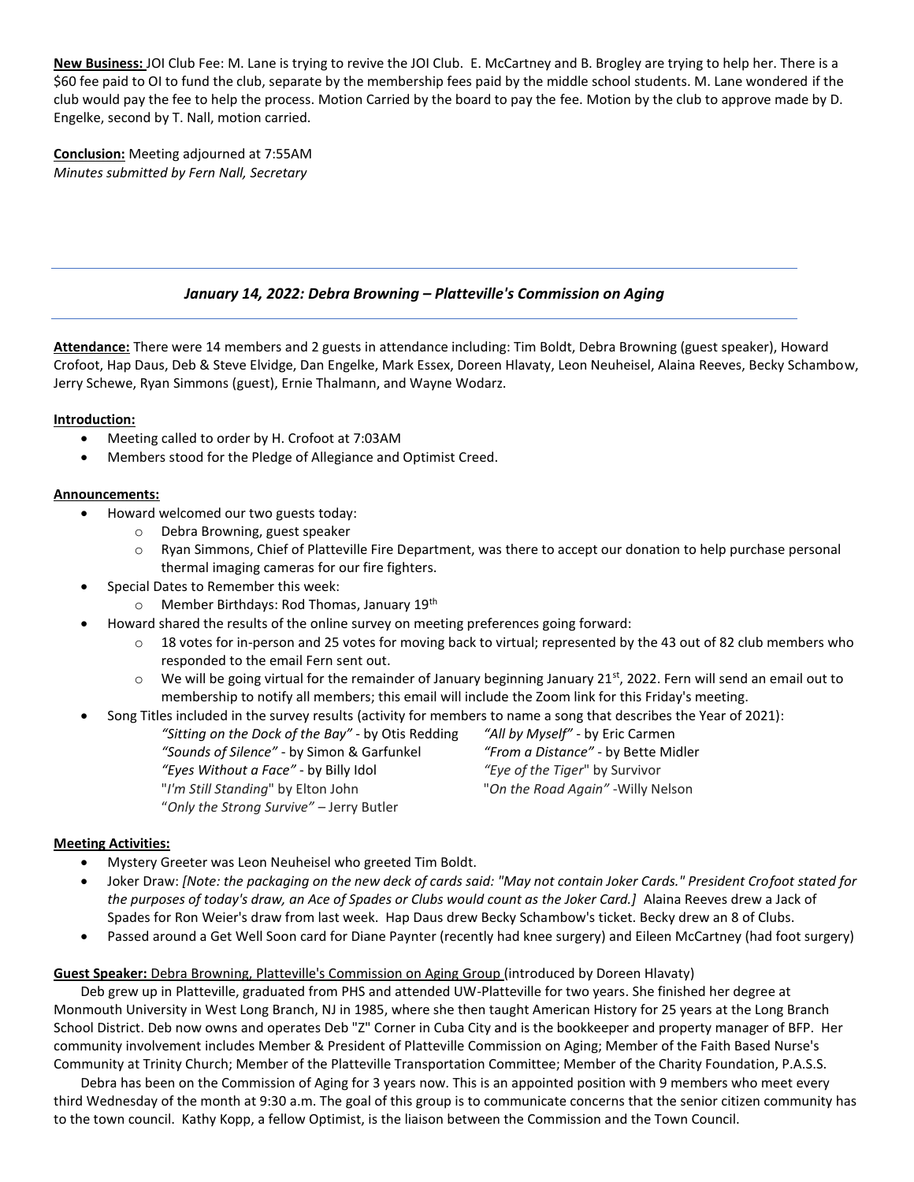**New Business:** JOI Club Fee: M. Lane is trying to revive the JOI Club. E. McCartney and B. Brogley are trying to help her. There is a $60 fee paid to OI to fund the club, separate by the membership fees paid by the middle school students. M. Lane wondered if the club would pay the fee to help the process. Motion Carried by the board to pay the fee. Motion by the club to approve made by D. Engelke, second by T. Nall, motion carried.

**Conclusion:** Meeting adjourned at 7:55AM
*Minutes submitted by Fern Nall, Secretary*

---

### *January 14, 2022: Debra Browning – Platteville's Commission on Aging*

---

**Attendance:** There were 14 members and 2 guests in attendance including: Tim Boldt, Debra Browning (guest speaker), Howard Crofoot, Hap Daus, Deb & Steve Elvidge, Dan Engelke, Mark Essex, Doreen Hlavaty, Leon Neuheisel, Alaina Reeves, Becky Schambow, Jerry Schewe, Ryan Simmons (guest), Ernie Thalmann, and Wayne Wodarz.

**Introduction:**

- Meeting called to order by H. Crofoot at 7:03AM
- Members stood for the Pledge of Allegiance and Optimist Creed.

**Announcements:**

- Howard welcomed our two guests today:
    - Debra Browning, guest speaker
    - Ryan Simmons, Chief of Platteville Fire Department, was there to accept our donation to help purchase personal thermal imaging cameras for our fire fighters.
- Special Dates to Remember this week:
    - Member Birthdays: Rod Thomas, January 19th
- Howard shared the results of the online survey on meeting preferences going forward:
    - 18 votes for in-person and 25 votes for moving back to virtual; represented by the 43 out of 82 club members who responded to the email Fern sent out.
    - We will be going virtual for the remainder of January beginning January 21st, 2022. Fern will send an email out to membership to notify all members; this email will include the Zoom link for this Friday's meeting.
- Song Titles included in the survey results (activity for members to name a song that describes the Year of 2021):
    - *"Sitting on the Dock of the Bay"* - by Otis Redding
    - *"Sounds of Silence"* - by Simon & Garfunkel
    - *"Eyes Without a Face"* - by Billy Idol
    - "*I'm Still Standing*" by Elton John
    - "*Only the Strong Survive"* – Jerry Butler
    - *"All by Myself"* - by Eric Carmen
    - *"From a Distance"* - by Bette Midler
    - *"Eye of the Tiger*" by Survivor
    - "*On the Road Again"* -Willy Nelson

**Meeting Activities:**

- Mystery Greeter was Leon Neuheisel who greeted Tim Boldt.
- Joker Draw: *[Note: the packaging on the new deck of cards said: "May not contain Joker Cards." President Crofoot stated for the purposes of today's draw, an Ace of Spades or Clubs would count as the Joker Card.]* Alaina Reeves drew a Jack of Spades for Ron Weier's draw from last week. Hap Daus drew Becky Schambow's ticket. Becky drew an 8 of Clubs.
- Passed around a Get Well Soon card for Diane Paynter (recently had knee surgery) and Eileen McCartney (had foot surgery)

**Guest Speaker:** Debra Browning, Platteville's Commission on Aging Group (introduced by Doreen Hlavaty)

Deb grew up in Platteville, graduated from PHS and attended UW-Platteville for two years. She finished her degree at Monmouth University in West Long Branch, NJ in 1985, where she then taught American History for 25 years at the Long Branch School District. Deb now owns and operates Deb "Z" Corner in Cuba City and is the bookkeeper and property manager of BFP. Her community involvement includes Member & President of Platteville Commission on Aging; Member of the Faith Based Nurse's Community at Trinity Church; Member of the Platteville Transportation Committee; Member of the Charity Foundation, P.A.S.S.

Debra has been on the Commission of Aging for 3 years now. This is an appointed position with 9 members who meet every third Wednesday of the month at 9:30 a.m. The goal of this group is to communicate concerns that the senior citizen community has to the town council. Kathy Kopp, a fellow Optimist, is the liaison between the Commission and the Town Council.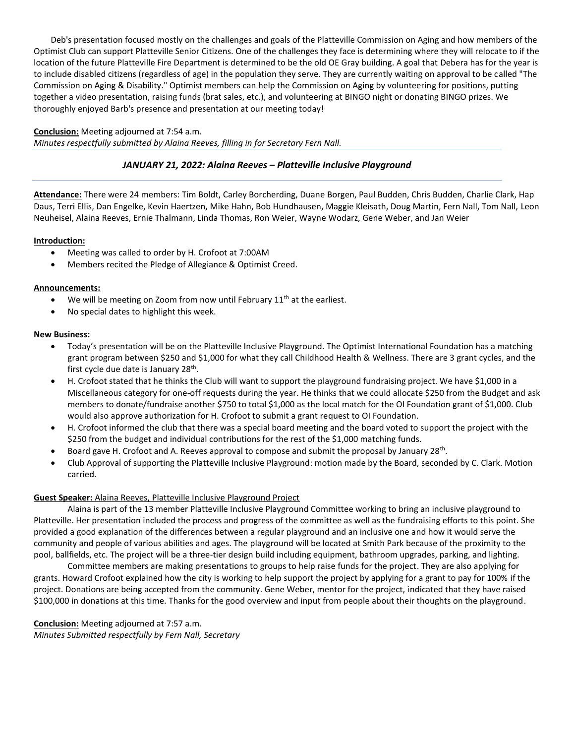Deb's presentation focused mostly on the challenges and goals of the Platteville Commission on Aging and how members of the Optimist Club can support Platteville Senior Citizens. One of the challenges they face is determining where they will relocate to if the location of the future Platteville Fire Department is determined to be the old OE Gray building. A goal that Debera has for the year is to include disabled citizens (regardless of age) in the population they serve. They are currently waiting on approval to be called "The Commission on Aging & Disability." Optimist members can help the Commission on Aging by volunteering for positions, putting together a video presentation, raising funds (brat sales, etc.), and volunteering at BINGO night or donating BINGO prizes. We thoroughly enjoyed Barb's presence and presentation at our meeting today!

**Conclusion:** Meeting adjourned at 7:54 a.m.
*Minutes respectfully submitted by Alaina Reeves, filling in for Secretary Fern Nall.*

## *JANUARY 21, 2022: Alaina Reeves – Platteville Inclusive Playground*

**Attendance:** There were 24 members: Tim Boldt, Carley Borcherding, Duane Borgen, Paul Budden, Chris Budden, Charlie Clark, Hap Daus, Terri Ellis, Dan Engelke, Kevin Haertzen, Mike Hahn, Bob Hundhausen, Maggie Kleisath, Doug Martin, Fern Nall, Tom Nall, Leon Neuheisel, Alaina Reeves, Ernie Thalmann, Linda Thomas, Ron Weier, Wayne Wodarz, Gene Weber, and Jan Weier

**Introduction:**

- Meeting was called to order by H. Crofoot at 7:00AM
- Members recited the Pledge of Allegiance & Optimist Creed.

**Announcements:**

- We will be meeting on Zoom from now until February 11th at the earliest.
- No special dates to highlight this week.

**New Business:**

- Today's presentation will be on the Platteville Inclusive Playground. The Optimist International Foundation has a matching grant program between $250 and $1,000 for what they call Childhood Health & Wellness. There are 3 grant cycles, and the first cycle due date is January 28th.
- H. Crofoot stated that he thinks the Club will want to support the playground fundraising project. We have $1,000 in a Miscellaneous category for one-off requests during the year. He thinks that we could allocate $250 from the Budget and ask members to donate/fundraise another $750 to total $1,000 as the local match for the OI Foundation grant of $1,000. Club would also approve authorization for H. Crofoot to submit a grant request to OI Foundation.
- H. Crofoot informed the club that there was a special board meeting and the board voted to support the project with the $250 from the budget and individual contributions for the rest of the $1,000 matching funds.
- Board gave H. Crofoot and A. Reeves approval to compose and submit the proposal by January 28th.
- Club Approval of supporting the Platteville Inclusive Playground: motion made by the Board, seconded by C. Clark. Motion carried.

**Guest Speaker:** Alaina Reeves, Platteville Inclusive Playground Project

Alaina is part of the 13 member Platteville Inclusive Playground Committee working to bring an inclusive playground to Platteville. Her presentation included the process and progress of the committee as well as the fundraising efforts to this point. She provided a good explanation of the differences between a regular playground and an inclusive one and how it would serve the community and people of various abilities and ages. The playground will be located at Smith Park because of the proximity to the pool, ballfields, etc. The project will be a three-tier design build including equipment, bathroom upgrades, parking, and lighting.

Committee members are making presentations to groups to help raise funds for the project. They are also applying for grants. Howard Crofoot explained how the city is working to help support the project by applying for a grant to pay for 100% if the project. Donations are being accepted from the community. Gene Weber, mentor for the project, indicated that they have raised $100,000 in donations at this time. Thanks for the good overview and input from people about their thoughts on the playground.

**Conclusion:** Meeting adjourned at 7:57 a.m.
*Minutes Submitted respectfully by Fern Nall, Secretary*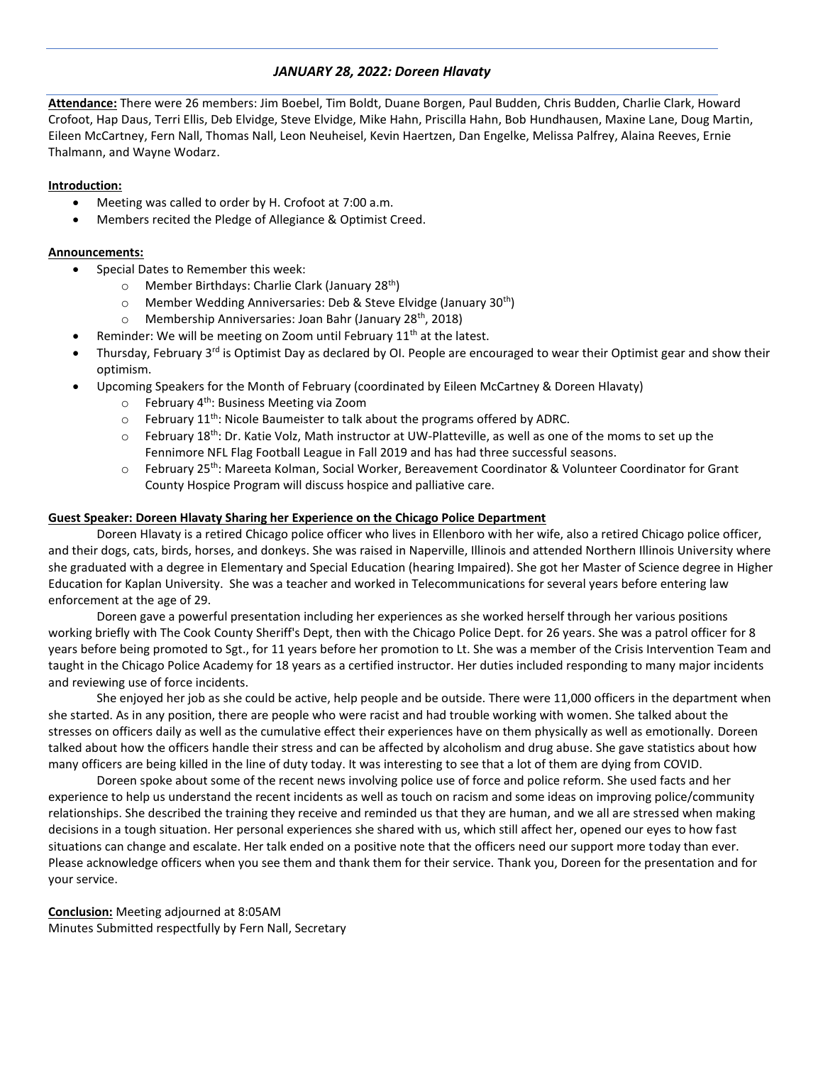## *JANUARY 28, 2022: Doreen Hlavaty*

**Attendance:** There were 26 members: Jim Boebel, Tim Boldt, Duane Borgen, Paul Budden, Chris Budden, Charlie Clark, Howard Crofoot, Hap Daus, Terri Ellis, Deb Elvidge, Steve Elvidge, Mike Hahn, Priscilla Hahn, Bob Hundhausen, Maxine Lane, Doug Martin, Eileen McCartney, Fern Nall, Thomas Nall, Leon Neuheisel, Kevin Haertzen, Dan Engelke, Melissa Palfrey, Alaina Reeves, Ernie Thalmann, and Wayne Wodarz.

**Introduction:**

- Meeting was called to order by H. Crofoot at 7:00 a.m.
- Members recited the Pledge of Allegiance & Optimist Creed.

**Announcements:**

- Special Dates to Remember this week:
  - Member Birthdays: Charlie Clark (January 28th)
  - Member Wedding Anniversaries: Deb & Steve Elvidge (January 30th)
  - Membership Anniversaries: Joan Bahr (January 28th, 2018)
- Reminder: We will be meeting on Zoom until February 11th at the latest.
- Thursday, February 3rd is Optimist Day as declared by OI. People are encouraged to wear their Optimist gear and show their optimism.
- Upcoming Speakers for the Month of February (coordinated by Eileen McCartney & Doreen Hlavaty)
  - February 4th: Business Meeting via Zoom
  - February 11th: Nicole Baumeister to talk about the programs offered by ADRC.
  - February 18th: Dr. Katie Volz, Math instructor at UW-Platteville, as well as one of the moms to set up the Fennimore NFL Flag Football League in Fall 2019 and has had three successful seasons.
  - February 25th: Mareeta Kolman, Social Worker, Bereavement Coordinator & Volunteer Coordinator for Grant County Hospice Program will discuss hospice and palliative care.

**Guest Speaker: Doreen Hlavaty Sharing her Experience on the Chicago Police Department**

Doreen Hlavaty is a retired Chicago police officer who lives in Ellenboro with her wife, also a retired Chicago police officer, and their dogs, cats, birds, horses, and donkeys. She was raised in Naperville, Illinois and attended Northern Illinois University where she graduated with a degree in Elementary and Special Education (hearing Impaired). She got her Master of Science degree in Higher Education for Kaplan University. She was a teacher and worked in Telecommunications for several years before entering law enforcement at the age of 29.

Doreen gave a powerful presentation including her experiences as she worked herself through her various positions working briefly with The Cook County Sheriff's Dept, then with the Chicago Police Dept. for 26 years. She was a patrol officer for 8 years before being promoted to Sgt., for 11 years before her promotion to Lt. She was a member of the Crisis Intervention Team and taught in the Chicago Police Academy for 18 years as a certified instructor. Her duties included responding to many major incidents and reviewing use of force incidents.

She enjoyed her job as she could be active, help people and be outside. There were 11,000 officers in the department when she started. As in any position, there are people who were racist and had trouble working with women. She talked about the stresses on officers daily as well as the cumulative effect their experiences have on them physically as well as emotionally. Doreen talked about how the officers handle their stress and can be affected by alcoholism and drug abuse. She gave statistics about how many officers are being killed in the line of duty today. It was interesting to see that a lot of them are dying from COVID.

Doreen spoke about some of the recent news involving police use of force and police reform. She used facts and her experience to help us understand the recent incidents as well as touch on racism and some ideas on improving police/community relationships. She described the training they receive and reminded us that they are human, and we all are stressed when making decisions in a tough situation. Her personal experiences she shared with us, which still affect her, opened our eyes to how fast situations can change and escalate. Her talk ended on a positive note that the officers need our support more today than ever. Please acknowledge officers when you see them and thank them for their service. Thank you, Doreen for the presentation and for your service.

**Conclusion:** Meeting adjourned at 8:05AM
Minutes Submitted respectfully by Fern Nall, Secretary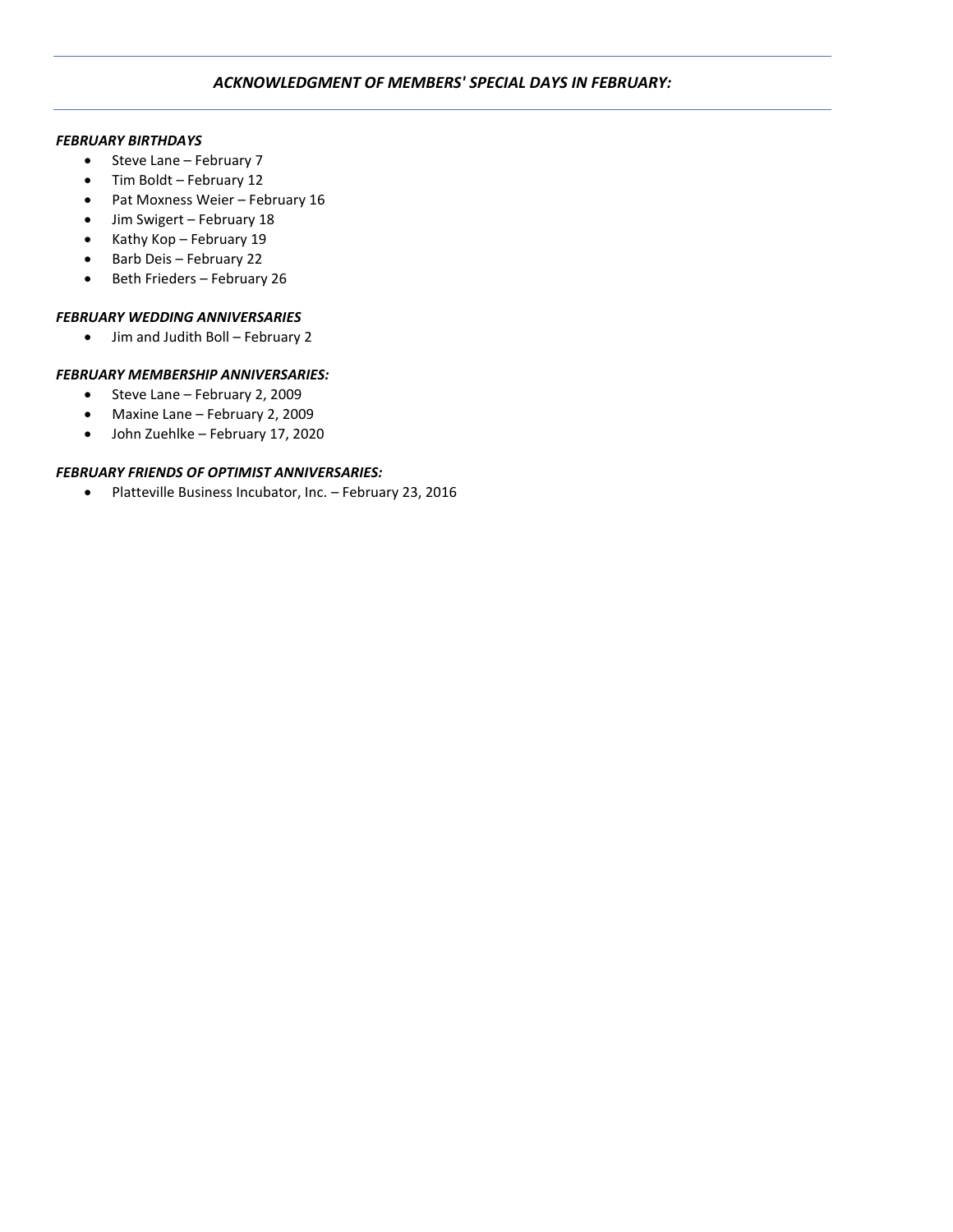## *ACKNOWLEDGMENT OF MEMBERS' SPECIAL DAYS IN FEBRUARY:*

### *FEBRUARY BIRTHDAYS*

- Steve Lane – February 7
- Tim Boldt – February 12
- Pat Moxness Weier – February 16
- Jim Swigert – February 18
- Kathy Kop – February 19
- Barb Deis – February 22
- Beth Frieders – February 26

### *FEBRUARY WEDDING ANNIVERSARIES*

- Jim and Judith Boll – February 2

### *FEBRUARY MEMBERSHIP ANNIVERSARIES:*

- Steve Lane – February 2, 2009
- Maxine Lane – February 2, 2009
- John Zuehlke – February 17, 2020

### *FEBRUARY FRIENDS OF OPTIMIST ANNIVERSARIES:*

- Platteville Business Incubator, Inc. – February 23, 2016